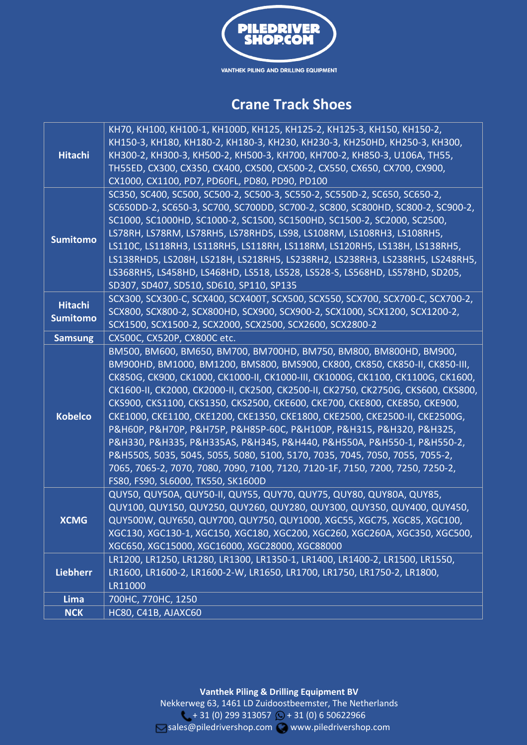PILEDRIVER SHOP.COM

VANTHEK PILING AND DRILLING EQUIPMENT

## Crane Track Shoes

| | |
|---|---|
| **Hitachi** | KH70, KH100, KH100-1, KH100D, KH125, KH125-2, KH125-3, KH150, KH150-2, KH150-3, KH180, KH180-2, KH180-3, KH230, KH230-3, KH250HD, KH250-3, KH300, KH300-2, KH300-3, KH500-2, KH500-3, KH700, KH700-2, KH850-3, U106A, TH55, TH55ED, CX300, CX350, CX400, CX500, CX500-2, CX550, CX650, CX700, CX900, CX1000, CX1100, PD7, PD60FL, PD80, PD90, PD100 |
| **Sumitomo** | SC350, SC400, SC500, SC500-2, SC500-3, SC550-2, SC550D-2, SC650, SC650-2, SC650DD-2, SC650-3, SC700, SC700DD, SC700-2, SC800, SC800HD, SC800-2, SC900-2, SC1000, SC1000HD, SC1000-2, SC1500, SC1500HD, SC1500-2, SC2000, SC2500, LS78RH, LS78RM, LS78RH5, LS78RHD5, LS98, LS108RM, LS108RH3, LS108RH5, LS110C, LS118RH3, LS118RH5, LS118RH, LS118RM, LS120RH5, LS138H, LS138RH5, LS138RHD5, LS208H, LS218H, LS218RH5, LS238RH2, LS238RH3, LS238RH5, LS248RH5, LS368RH5, LS458HD, LS468HD, LS518, LS528, LS528-S, LS568HD, LS578HD, SD205, SD307, SD407, SD510, SD610, SP110, SP135 |
| **Hitachi Sumitomo** | SCX300, SCX300-C, SCX400, SCX400T, SCX500, SCX550, SCX700, SCX700-C, SCX700-2, SCX800, SCX800-2, SCX800HD, SCX900, SCX900-2, SCX1000, SCX1200, SCX1200-2, SCX1500, SCX1500-2, SCX2000, SCX2500, SCX2600, SCX2800-2 |
| **Samsung** | CX500C, CX520P, CX800C etc. |
| **Kobelco** | BM500, BM600, BM650, BM700, BM700HD, BM750, BM800, BM800HD, BM900, BM900HD, BM1000, BM1200, BMS800, BMS900, CK800, CK850, CK850-II, CK850-III, CK850G, CK900, CK1000, CK1000-II, CK1000-III, CK1000G, CK1100, CK1100G, CK1600, CK1600-II, CK2000, CK2000-II, CK2500, CK2500-II, CK2750, CK2750G, CKS600, CKS800, CKS900, CKS1100, CKS1350, CKS2500, CKE600, CKE700, CKE800, CKE850, CKE900, CKE1000, CKE1100, CKE1200, CKE1350, CKE1800, CKE2500, CKE2500-II, CKE2500G, P&H60P, P&H70P, P&H75P, P&H85P-60C, P&H100P, P&H315, P&H320, P&H325, P&H330, P&H335, P&H335AS, P&H345, P&H440, P&H550A, P&H550-1, P&H550-2, P&H550S, 5035, 5045, 5055, 5080, 5100, 5170, 7035, 7045, 7050, 7055, 7055-2, 7065, 7065-2, 7070, 7080, 7090, 7100, 7120, 7120-1F, 7150, 7200, 7250, 7250-2, FS80, FS90, SL6000, TK550, SK1600D |
| **XCMG** | QUY50, QUY50A, QUY50-II, QUY55, QUY70, QUY75, QUY80, QUY80A, QUY85, QUY100, QUY150, QUY250, QUY260, QUY280, QUY300, QUY350, QUY400, QUY450, QUY500W, QUY650, QUY700, QUY750, QUY1000, XGC55, XGC75, XGC85, XGC100, XGC130, XGC130-1, XGC150, XGC180, XGC200, XGC260, XGC260A, XGC350, XGC500, XGC650, XGC15000, XGC16000, XGC28000, XGC88000 |
| **Liebherr** | LR1200, LR1250, LR1280, LR1300, LR1350-1, LR1400, LR1400-2, LR1500, LR1550, LR1600, LR1600-2, LR1600-2-W, LR1650, LR1700, LR1750, LR1750-2, LR1800, LR11000 |
| **Lima** | 700HC, 770HC, 1250 |
| **NCK** | HC80, C41B, AJAXC60 |

**Vanthek Piling & Drilling Equipment BV**
Nekkerweg 63, 1461 LD Zuidoostbeemster, The Netherlands
+ 31 (0) 299 313057 + 31 (0) 6 50622966
sales@piledrivershop.com www.piledrivershop.com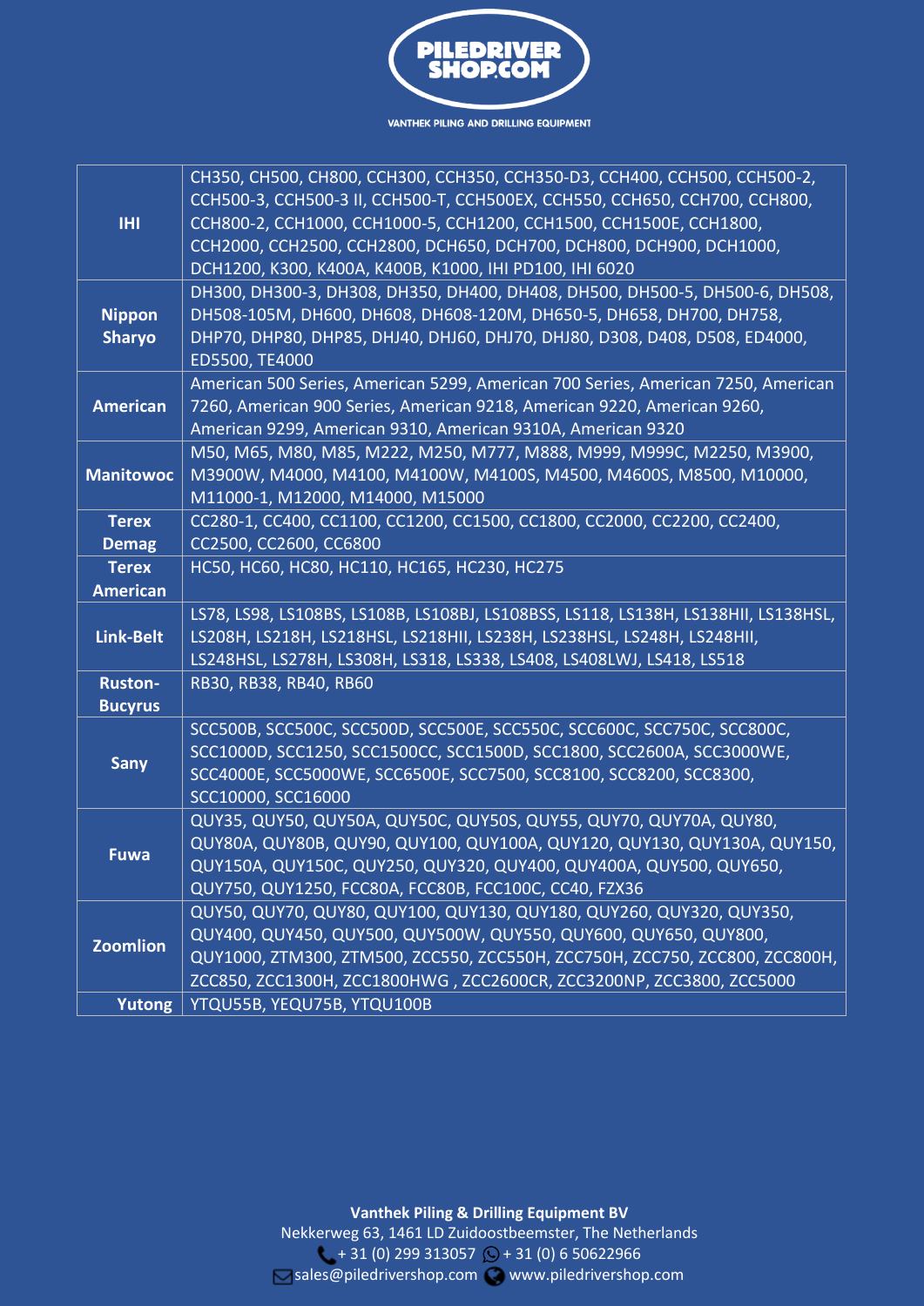PILEDRIVER SHOP.COM

VANTHEK PILING AND DRILLING EQUIPMENT

| | |
|---|---|
| **IHI** | CH350, CH500, CH800, CCH300, CCH350, CCH350-D3, CCH400, CCH500, CCH500-2, CCH500-3, CCH500-3 II, CCH500-T, CCH500EX, CCH550, CCH650, CCH700, CCH800, CCH800-2, CCH1000, CCH1000-5, CCH1200, CCH1500, CCH1500E, CCH1800, CCH2000, CCH2500, CCH2800, DCH650, DCH700, DCH800, DCH900, DCH1000, DCH1200, K300, K400A, K400B, K1000, IHI PD100, IHI 6020 |
| **Nippon Sharyo** | DH300, DH300-3, DH308, DH350, DH400, DH408, DH500, DH500-5, DH500-6, DH508, DH508-105M, DH600, DH608, DH608-120M, DH650-5, DH658, DH700, DH758, DHP70, DHP80, DHP85, DHJ40, DHJ60, DHJ70, DHJ80, D308, D408, D508, ED4000, ED5500, TE4000 |
| **American** | American 500 Series, American 5299, American 700 Series, American 7250, American 7260, American 900 Series, American 9218, American 9220, American 9260, American 9299, American 9310, American 9310A, American 9320 |
| **Manitowoc** | M50, M65, M80, M85, M222, M250, M777, M888, M999, M999C, M2250, M3900, M3900W, M4000, M4100, M4100W, M4100S, M4500, M4600S, M8500, M10000, M11000-1, M12000, M14000, M15000 |
| **Terex Demag** | CC280-1, CC400, CC1100, CC1200, CC1500, CC1800, CC2000, CC2200, CC2400, CC2500, CC2600, CC6800 |
| **Terex American** | HC50, HC60, HC80, HC110, HC165, HC230, HC275 |
| **Link-Belt** | LS78, LS98, LS108BS, LS108B, LS108BJ, LS108BSS, LS118, LS138H, LS138HII, LS138HSL, LS208H, LS218H, LS218HSL, LS218HII, LS238H, LS238HSL, LS248H, LS248HII, LS248HSL, LS278H, LS308H, LS318, LS338, LS408, LS408LWJ, LS418, LS518 |
| **Ruston-Bucyrus** | RB30, RB38, RB40, RB60 |
| **Sany** | SCC500B, SCC500C, SCC500D, SCC500E, SCC550C, SCC600C, SCC750C, SCC800C, SCC1000D, SCC1250, SCC1500CC, SCC1500D, SCC1800, SCC2600A, SCC3000WE, SCC4000E, SCC5000WE, SCC6500E, SCC7500, SCC8100, SCC8200, SCC8300, SCC10000, SCC16000 |
| **Fuwa** | QUY35, QUY50, QUY50A, QUY50C, QUY50S, QUY55, QUY70, QUY70A, QUY80, QUY80A, QUY80B, QUY90, QUY100, QUY100A, QUY120, QUY130, QUY130A, QUY150, QUY150A, QUY150C, QUY250, QUY320, QUY400, QUY400A, QUY500, QUY650, QUY750, QUY1250, FCC80A, FCC80B, FCC100C, CC40, FZX36 |
| **Zoomlion** | QUY50, QUY70, QUY80, QUY100, QUY130, QUY180, QUY260, QUY320, QUY350, QUY400, QUY450, QUY500, QUY500W, QUY550, QUY600, QUY650, QUY800, QUY1000, ZTM300, ZTM500, ZCC550, ZCC550H, ZCC750H, ZCC750, ZCC800, ZCC800H, ZCC850, ZCC1300H, ZCC1800HWG , ZCC2600CR, ZCC3200NP, ZCC3800, ZCC5000 |
| **Yutong** | YTQU55B, YEQU75B, YTQU100B |

**Vanthek Piling & Drilling Equipment BV**
Nekkerweg 63, 1461 LD Zuidoostbeemster, The Netherlands
+ 31 (0) 299 313057 + 31 (0) 6 50622966
sales@piledrivershop.com www.piledrivershop.com